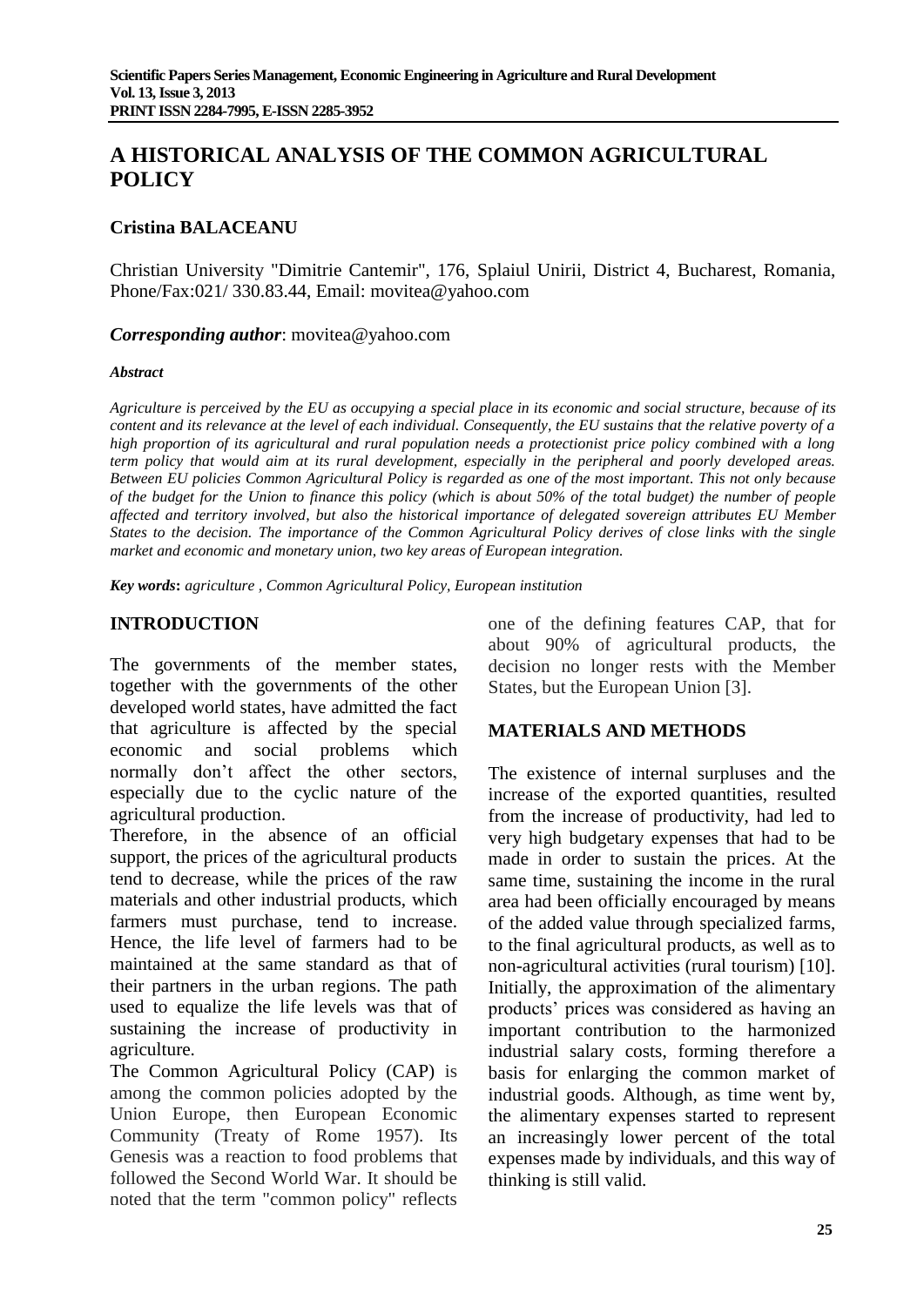# A HISTORICAL ANALYSIS OF THE COMMON AGRICULTURAL POLICY

**Cristina BALACEANU**

Christian University "Dimitrie Cantemir", 176, Splaiul Unirii, District 4, Bucharest, Romania, Phone/Fax:021/ 330.83.44, Email: movitea@yahoo.com

***Corresponding author***: movitea@yahoo.com

***Abstract***

*Agriculture is perceived by the EU as occupying a special place in its economic and social structure, because of its content and its relevance at the level of each individual. Consequently, the EU sustains that the relative poverty of a high proportion of its agricultural and rural population needs a protectionist price policy combined with a long term policy that would aim at its rural development, especially in the peripheral and poorly developed areas. Between EU policies Common Agricultural Policy is regarded as one of the most important. This not only because of the budget for the Union to finance this policy (which is about 50% of the total budget) the number of people affected and territory involved, but also the historical importance of delegated sovereign attributes EU Member States to the decision. The importance of the Common Agricultural Policy derives of close links with the single market and economic and monetary union, two key areas of European integration.*

***Key words****: agriculture , Common Agricultural Policy, European institution*

## INTRODUCTION

The governments of the member states, together with the governments of the other developed world states, have admitted the fact that agriculture is affected by the special economic and social problems which normally don't affect the other sectors, especially due to the cyclic nature of the agricultural production.

Therefore, in the absence of an official support, the prices of the agricultural products tend to decrease, while the prices of the raw materials and other industrial products, which farmers must purchase, tend to increase. Hence, the life level of farmers had to be maintained at the same standard as that of their partners in the urban regions. The path used to equalize the life levels was that of sustaining the increase of productivity in agriculture.

The Common Agricultural Policy (CAP) is among the common policies adopted by the Union Europe, then European Economic Community (Treaty of Rome 1957). Its Genesis was a reaction to food problems that followed the Second World War. It should be noted that the term "common policy" reflects one of the defining features CAP, that for about 90% of agricultural products, the decision no longer rests with the Member States, but the European Union [3].

## MATERIALS AND METHODS

The existence of internal surpluses and the increase of the exported quantities, resulted from the increase of productivity, had led to very high budgetary expenses that had to be made in order to sustain the prices. At the same time, sustaining the income in the rural area had been officially encouraged by means of the added value through specialized farms, to the final agricultural products, as well as to non-agricultural activities (rural tourism) [10].

Initially, the approximation of the alimentary products' prices was considered as having an important contribution to the harmonized industrial salary costs, forming therefore a basis for enlarging the common market of industrial goods. Although, as time went by, the alimentary expenses started to represent an increasingly lower percent of the total expenses made by individuals, and this way of thinking is still valid.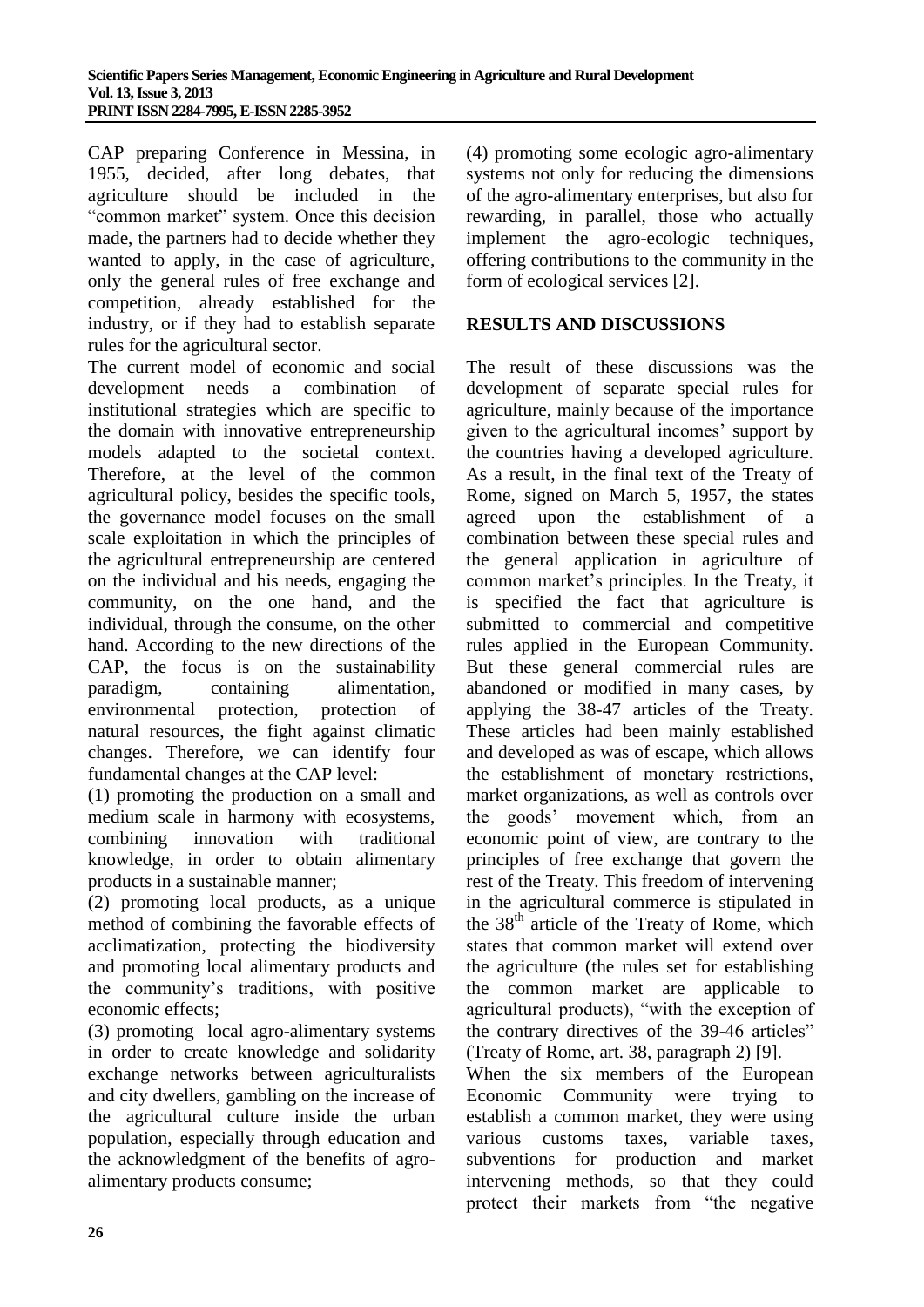CAP preparing Conference in Messina, in 1955, decided, after long debates, that agriculture should be included in the "common market" system. Once this decision made, the partners had to decide whether they wanted to apply, in the case of agriculture, only the general rules of free exchange and competition, already established for the industry, or if they had to establish separate rules for the agricultural sector.

The current model of economic and social development needs a combination of institutional strategies which are specific to the domain with innovative entrepreneurship models adapted to the societal context. Therefore, at the level of the common agricultural policy, besides the specific tools, the governance model focuses on the small scale exploitation in which the principles of the agricultural entrepreneurship are centered on the individual and his needs, engaging the community, on the one hand, and the individual, through the consume, on the other hand. According to the new directions of the CAP, the focus is on the sustainability paradigm, containing alimentation, environmental protection, protection of natural resources, the fight against climatic changes. Therefore, we can identify four fundamental changes at the CAP level:

(1) promoting the production on a small and medium scale in harmony with ecosystems, combining innovation with traditional knowledge, in order to obtain alimentary products in a sustainable manner;

(2) promoting local products, as a unique method of combining the favorable effects of acclimatization, protecting the biodiversity and promoting local alimentary products and the community's traditions, with positive economic effects;

(3) promoting local agro-alimentary systems in order to create knowledge and solidarity exchange networks between agriculturalists and city dwellers, gambling on the increase of the agricultural culture inside the urban population, especially through education and the acknowledgment of the benefits of agro-alimentary products consume;

(4) promoting some ecologic agro-alimentary systems not only for reducing the dimensions of the agro-alimentary enterprises, but also for rewarding, in parallel, those who actually implement the agro-ecologic techniques, offering contributions to the community in the form of ecological services [2].

## RESULTS AND DISCUSSIONS

The result of these discussions was the development of separate special rules for agriculture, mainly because of the importance given to the agricultural incomes' support by the countries having a developed agriculture. As a result, in the final text of the Treaty of Rome, signed on March 5, 1957, the states agreed upon the establishment of a combination between these special rules and the general application in agriculture of common market's principles. In the Treaty, it is specified the fact that agriculture is submitted to commercial and competitive rules applied in the European Community. But these general commercial rules are abandoned or modified in many cases, by applying the 38-47 articles of the Treaty. These articles had been mainly established and developed as was of escape, which allows the establishment of monetary restrictions, market organizations, as well as controls over the goods' movement which, from an economic point of view, are contrary to the principles of free exchange that govern the rest of the Treaty. This freedom of intervening in the agricultural commerce is stipulated in the 38th article of the Treaty of Rome, which states that common market will extend over the agriculture (the rules set for establishing the common market are applicable to agricultural products), "with the exception of the contrary directives of the 39-46 articles" (Treaty of Rome, art. 38, paragraph 2) [9].

When the six members of the European Economic Community were trying to establish a common market, they were using various customs taxes, variable taxes, subventions for production and market intervening methods, so that they could protect their markets from "the negative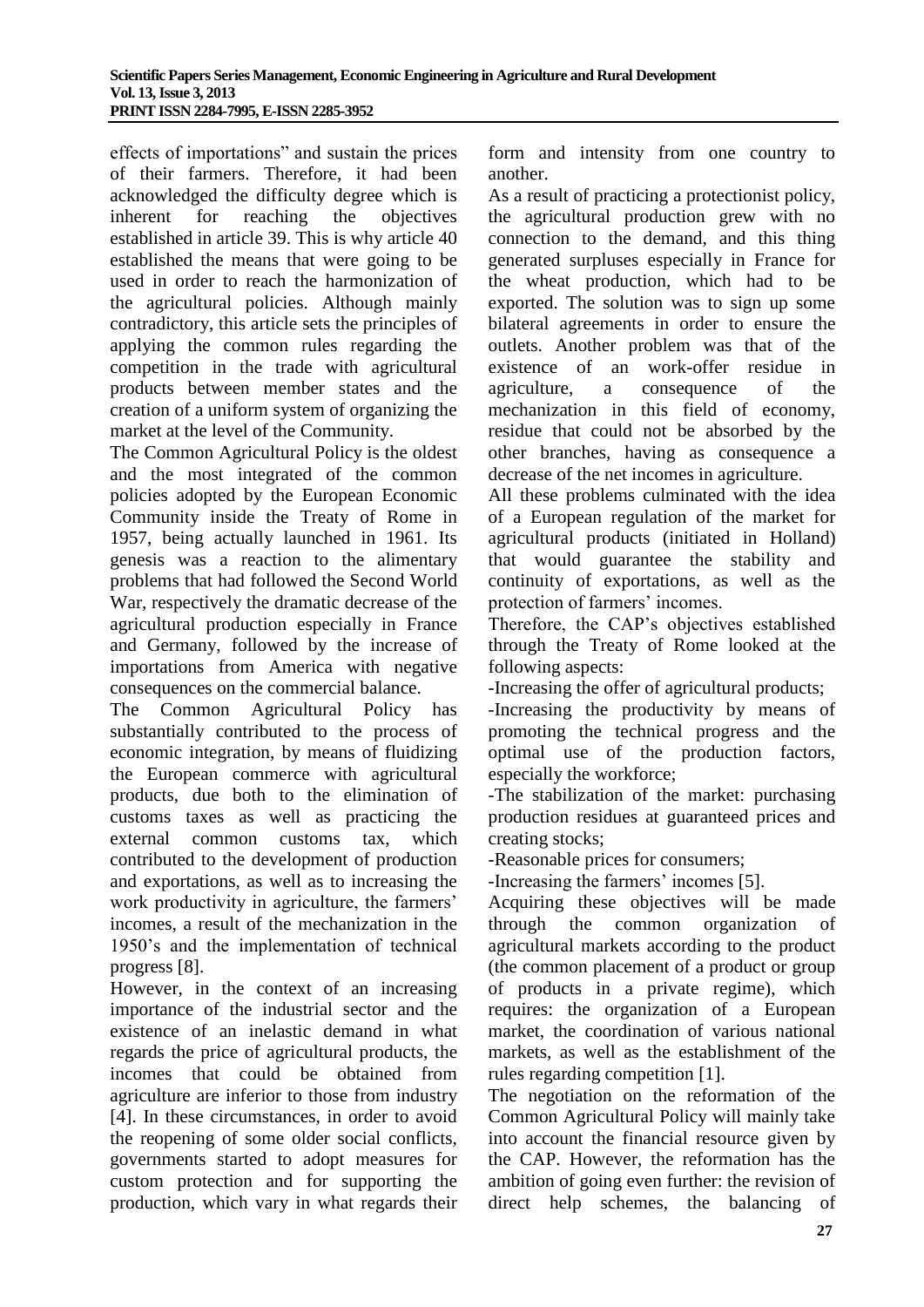effects of importations" and sustain the prices of their farmers. Therefore, it had been acknowledged the difficulty degree which is inherent for reaching the objectives established in article 39. This is why article 40 established the means that were going to be used in order to reach the harmonization of the agricultural policies. Although mainly contradictory, this article sets the principles of applying the common rules regarding the competition in the trade with agricultural products between member states and the creation of a uniform system of organizing the market at the level of the Community.

The Common Agricultural Policy is the oldest and the most integrated of the common policies adopted by the European Economic Community inside the Treaty of Rome in 1957, being actually launched in 1961. Its genesis was a reaction to the alimentary problems that had followed the Second World War, respectively the dramatic decrease of the agricultural production especially in France and Germany, followed by the increase of importations from America with negative consequences on the commercial balance.

The Common Agricultural Policy has substantially contributed to the process of economic integration, by means of fluidizing the European commerce with agricultural products, due both to the elimination of customs taxes as well as practicing the external common customs tax, which contributed to the development of production and exportations, as well as to increasing the work productivity in agriculture, the farmers' incomes, a result of the mechanization in the 1950's and the implementation of technical progress [8].

However, in the context of an increasing importance of the industrial sector and the existence of an inelastic demand in what regards the price of agricultural products, the incomes that could be obtained from agriculture are inferior to those from industry [4]. In these circumstances, in order to avoid the reopening of some older social conflicts, governments started to adopt measures for custom protection and for supporting the production, which vary in what regards their form and intensity from one country to another.

As a result of practicing a protectionist policy, the agricultural production grew with no connection to the demand, and this thing generated surpluses especially in France for the wheat production, which had to be exported. The solution was to sign up some bilateral agreements in order to ensure the outlets. Another problem was that of the existence of an work-offer residue in agriculture, a consequence of the mechanization in this field of economy, residue that could not be absorbed by the other branches, having as consequence a decrease of the net incomes in agriculture.

All these problems culminated with the idea of a European regulation of the market for agricultural products (initiated in Holland) that would guarantee the stability and continuity of exportations, as well as the protection of farmers' incomes.

Therefore, the CAP's objectives established through the Treaty of Rome looked at the following aspects:

-Increasing the offer of agricultural products;

-Increasing the productivity by means of promoting the technical progress and the optimal use of the production factors, especially the workforce;

-The stabilization of the market: purchasing production residues at guaranteed prices and creating stocks;

-Reasonable prices for consumers;

-Increasing the farmers' incomes [5].

Acquiring these objectives will be made through the common organization of agricultural markets according to the product (the common placement of a product or group of products in a private regime), which requires: the organization of a European market, the coordination of various national markets, as well as the establishment of the rules regarding competition [1].

The negotiation on the reformation of the Common Agricultural Policy will mainly take into account the financial resource given by the CAP. However, the reformation has the ambition of going even further: the revision of direct help schemes, the balancing of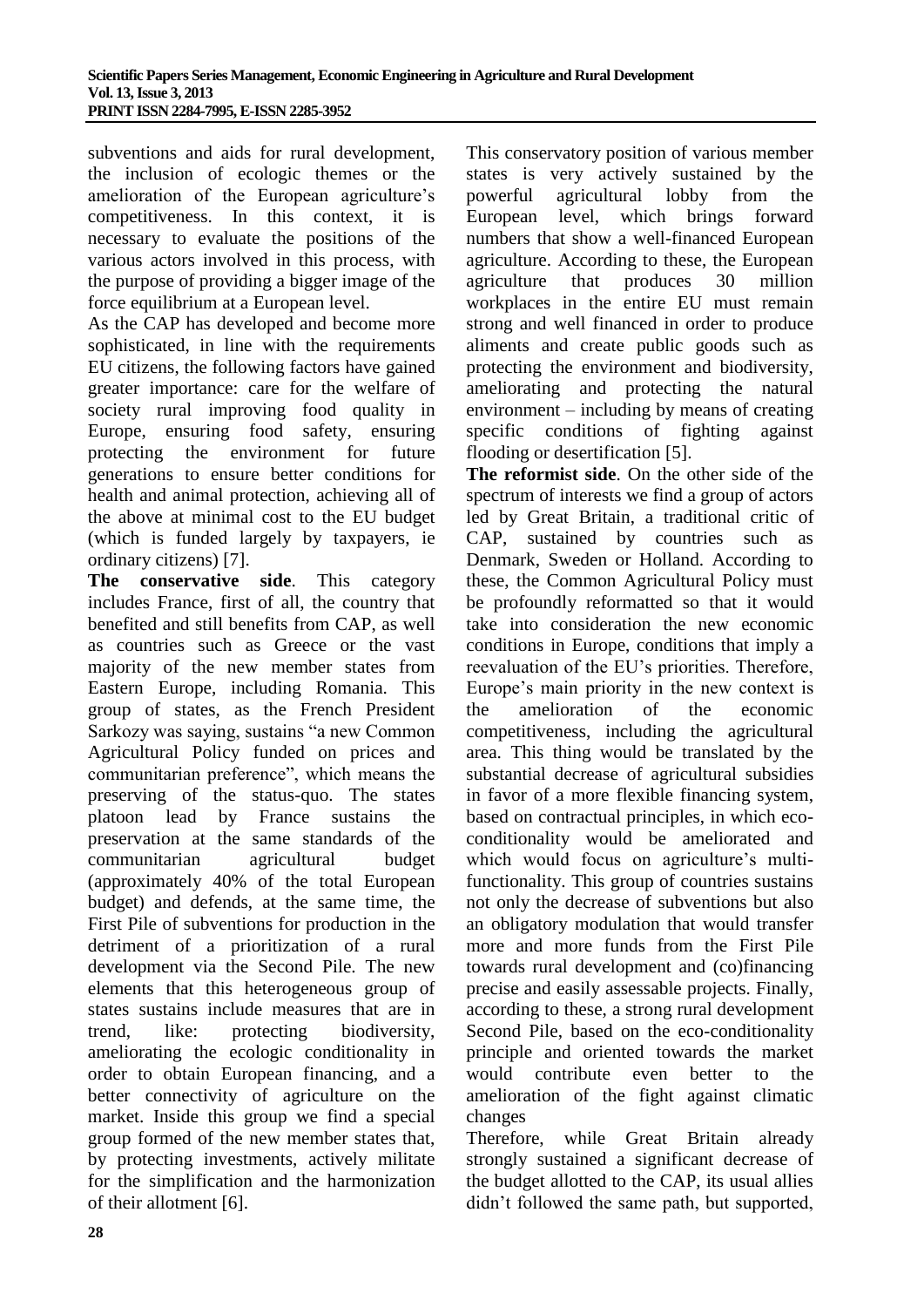subventions and aids for rural development, the inclusion of ecologic themes or the amelioration of the European agriculture's competitiveness. In this context, it is necessary to evaluate the positions of the various actors involved in this process, with the purpose of providing a bigger image of the force equilibrium at a European level.

As the CAP has developed and become more sophisticated, in line with the requirements EU citizens, the following factors have gained greater importance: care for the welfare of society rural improving food quality in Europe, ensuring food safety, ensuring protecting the environment for future generations to ensure better conditions for health and animal protection, achieving all of the above at minimal cost to the EU budget (which is funded largely by taxpayers, ie ordinary citizens) [7].

**The conservative side**. This category includes France, first of all, the country that benefited and still benefits from CAP, as well as countries such as Greece or the vast majority of the new member states from Eastern Europe, including Romania. This group of states, as the French President Sarkozy was saying, sustains "a new Common Agricultural Policy funded on prices and communitarian preference", which means the preserving of the status-quo. The states platoon lead by France sustains the preservation at the same standards of the communitarian agricultural budget (approximately 40% of the total European budget) and defends, at the same time, the First Pile of subventions for production in the detriment of a prioritization of a rural development via the Second Pile. The new elements that this heterogeneous group of states sustains include measures that are in trend, like: protecting biodiversity, ameliorating the ecologic conditionality in order to obtain European financing, and a better connectivity of agriculture on the market. Inside this group we find a special group formed of the new member states that, by protecting investments, actively militate for the simplification and the harmonization of their allotment [6].

This conservatory position of various member states is very actively sustained by the powerful agricultural lobby from the European level, which brings forward numbers that show a well-financed European agriculture. According to these, the European agriculture that produces 30 million workplaces in the entire EU must remain strong and well financed in order to produce aliments and create public goods such as protecting the environment and biodiversity, ameliorating and protecting the natural environment – including by means of creating specific conditions of fighting against flooding or desertification [5].

**The reformist side**. On the other side of the spectrum of interests we find a group of actors led by Great Britain, a traditional critic of CAP, sustained by countries such as Denmark, Sweden or Holland. According to these, the Common Agricultural Policy must be profoundly reformatted so that it would take into consideration the new economic conditions in Europe, conditions that imply a reevaluation of the EU's priorities. Therefore, Europe's main priority in the new context is the amelioration of the economic competitiveness, including the agricultural area. This thing would be translated by the substantial decrease of agricultural subsidies in favor of a more flexible financing system, based on contractual principles, in which eco-conditionality would be ameliorated and which would focus on agriculture's multi-functionality. This group of countries sustains not only the decrease of subventions but also an obligatory modulation that would transfer more and more funds from the First Pile towards rural development and (co)financing precise and easily assessable projects. Finally, according to these, a strong rural development Second Pile, based on the eco-conditionality principle and oriented towards the market would contribute even better to the amelioration of the fight against climatic changes

Therefore, while Great Britain already strongly sustained a significant decrease of the budget allotted to the CAP, its usual allies didn't followed the same path, but supported,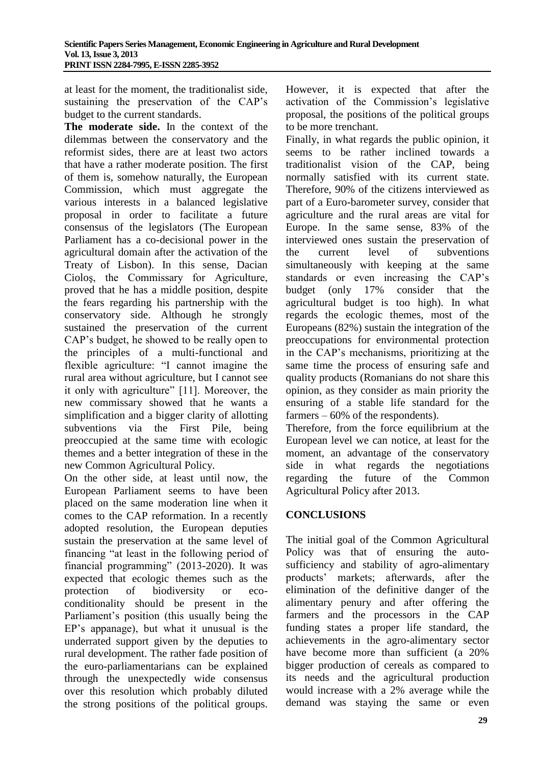at least for the moment, the traditionalist side, sustaining the preservation of the CAP's budget to the current standards.

**The moderate side.** In the context of the dilemmas between the conservatory and the reformist sides, there are at least two actors that have a rather moderate position. The first of them is, somehow naturally, the European Commission, which must aggregate the various interests in a balanced legislative proposal in order to facilitate a future consensus of the legislators (The European Parliament has a co-decisional power in the agricultural domain after the activation of the Treaty of Lisbon). In this sense, Dacian Cioloş, the Commissary for Agriculture, proved that he has a middle position, despite the fears regarding his partnership with the conservatory side. Although he strongly sustained the preservation of the current CAP's budget, he showed to be really open to the principles of a multi-functional and flexible agriculture: "I cannot imagine the rural area without agriculture, but I cannot see it only with agriculture" [11]. Moreover, the new commissary showed that he wants a simplification and a bigger clarity of allotting subventions via the First Pile, being preoccupied at the same time with ecologic themes and a better integration of these in the new Common Agricultural Policy.

On the other side, at least until now, the European Parliament seems to have been placed on the same moderation line when it comes to the CAP reformation. In a recently adopted resolution, the European deputies sustain the preservation at the same level of financing "at least in the following period of financial programming" (2013-2020). It was expected that ecologic themes such as the protection of biodiversity or eco-conditionality should be present in the Parliament's position (this usually being the EP's appanage), but what it unusual is the underrated support given by the deputies to rural development. The rather fade position of the euro-parliamentarians can be explained through the unexpectedly wide consensus over this resolution which probably diluted the strong positions of the political groups. However, it is expected that after the activation of the Commission's legislative proposal, the positions of the political groups to be more trenchant.

Finally, in what regards the public opinion, it seems to be rather inclined towards a traditionalist vision of the CAP, being normally satisfied with its current state. Therefore, 90% of the citizens interviewed as part of a Euro-barometer survey, consider that agriculture and the rural areas are vital for Europe. In the same sense, 83% of the interviewed ones sustain the preservation of the current level of subventions simultaneously with keeping at the same standards or even increasing the CAP's budget (only 17% consider that the agricultural budget is too high). In what regards the ecologic themes, most of the Europeans (82%) sustain the integration of the preoccupations for environmental protection in the CAP's mechanisms, prioritizing at the same time the process of ensuring safe and quality products (Romanians do not share this opinion, as they consider as main priority the ensuring of a stable life standard for the farmers – 60% of the respondents).

Therefore, from the force equilibrium at the European level we can notice, at least for the moment, an advantage of the conservatory side in what regards the negotiations regarding the future of the Common Agricultural Policy after 2013.

## CONCLUSIONS

The initial goal of the Common Agricultural Policy was that of ensuring the auto-sufficiency and stability of agro-alimentary products' markets; afterwards, after the elimination of the definitive danger of the alimentary penury and after offering the farmers and the processors in the CAP funding states a proper life standard, the achievements in the agro-alimentary sector have become more than sufficient (a 20% bigger production of cereals as compared to its needs and the agricultural production would increase with a 2% average while the demand was staying the same or even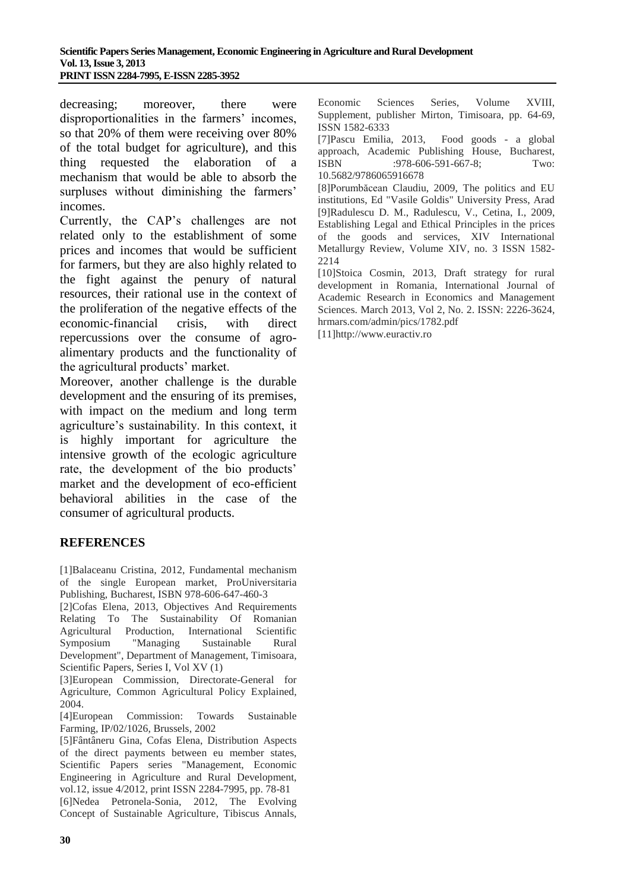decreasing; moreover, there were disproportionalities in the farmers' incomes, so that 20% of them were receiving over 80% of the total budget for agriculture), and this thing requested the elaboration of a mechanism that would be able to absorb the surpluses without diminishing the farmers' incomes.

Currently, the CAP's challenges are not related only to the establishment of some prices and incomes that would be sufficient for farmers, but they are also highly related to the fight against the penury of natural resources, their rational use in the context of the proliferation of the negative effects of the economic-financial crisis, with direct repercussions over the consume of agro-alimentary products and the functionality of the agricultural products' market.

Moreover, another challenge is the durable development and the ensuring of its premises, with impact on the medium and long term agriculture's sustainability. In this context, it is highly important for agriculture the intensive growth of the ecologic agriculture rate, the development of the bio products' market and the development of eco-efficient behavioral abilities in the case of the consumer of agricultural products.

## REFERENCES

[1]Balaceanu Cristina, 2012, Fundamental mechanism of the single European market, ProUniversitaria Publishing, Bucharest, ISBN 978-606-647-460-3

[2]Cofas Elena, 2013, Objectives And Requirements Relating To The Sustainability Of Romanian Agricultural Production, International Scientific Symposium "Managing Sustainable Rural Development", Department of Management, Timisoara, Scientific Papers, Series I, Vol XV (1)

[3]European Commission, Directorate-General for Agriculture, Common Agricultural Policy Explained, 2004.

[4]European Commission: Towards Sustainable Farming, IP/02/1026, Brussels, 2002

[5]Fântâneru Gina, Cofas Elena, Distribution Aspects of the direct payments between eu member states, Scientific Papers series "Management, Economic Engineering in Agriculture and Rural Development, vol.12, issue 4/2012, print ISSN 2284-7995, pp. 78-81

[6]Nedea Petronela-Sonia, 2012, The Evolving Concept of Sustainable Agriculture, Tibiscus Annals, Economic Sciences Series, Volume XVIII, Supplement, publisher Mirton, Timisoara, pp. 64-69, ISSN 1582-6333

[7]Pascu Emilia, 2013, Food goods - a global approach, Academic Publishing House, Bucharest, ISBN :978-606-591-667-8; Two: 10.5682/9786065916678

[8]Porumbăcean Claudiu, 2009, The politics and EU institutions, Ed "Vasile Goldis" University Press, Arad

[9]Radulescu D. M., Radulescu, V., Cetina, I., 2009, Establishing Legal and Ethical Principles in the prices of the goods and services, XIV International Metallurgy Review, Volume XIV, no. 3 ISSN 1582-2214

[10]Stoica Cosmin, 2013, Draft strategy for rural development in Romania, International Journal of Academic Research in Economics and Management Sciences. March 2013, Vol 2, No. 2. ISSN: 2226-3624, hrmars.com/admin/pics/1782.pdf

[11]http://www.euractiv.ro